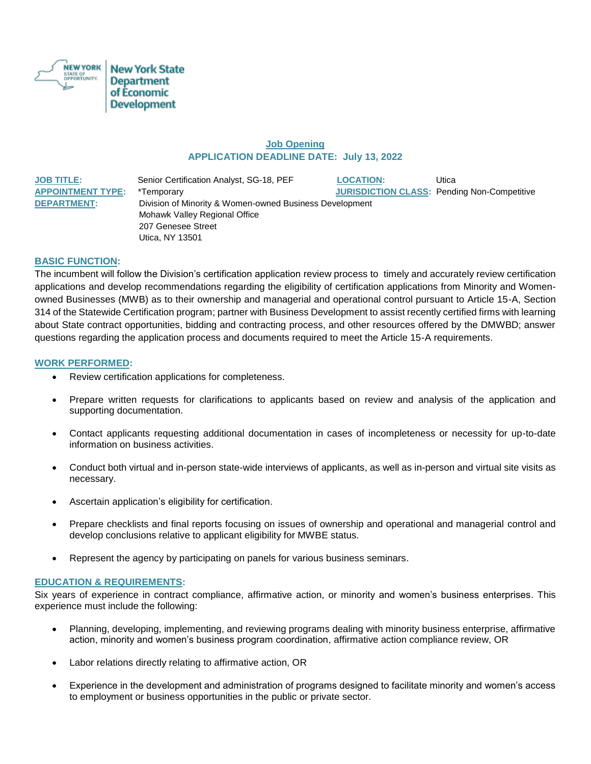New York State Department of Economic Development

**Job Opening**

**APPLICATION DEADLINE DATE: July 13, 2022**

| | | | |
|---|---|---|---|
| **JOB TITLE:** | Senior Certification Analyst, SG-18, PEF | **LOCATION:** | Utica |
| **APPOINTMENT TYPE:** | *Temporary | **JURISDICTION CLASS:** | Pending Non-Competitive |
| **DEPARTMENT:** | Division of Minority & Women-owned Business Development<br>Mohawk Valley Regional Office<br>207 Genesee Street<br>Utica, NY 13501 | | |

## BASIC FUNCTION:

The incumbent will follow the Division's certification application review process to timely and accurately review certification applications and develop recommendations regarding the eligibility of certification applications from Minority and Women-owned Businesses (MWB) as to their ownership and managerial and operational control pursuant to Article 15-A, Section 314 of the Statewide Certification program; partner with Business Development to assist recently certified firms with learning about State contract opportunities, bidding and contracting process, and other resources offered by the DMWBD; answer questions regarding the application process and documents required to meet the Article 15-A requirements.

## WORK PERFORMED:

- Review certification applications for completeness.
- Prepare written requests for clarifications to applicants based on review and analysis of the application and supporting documentation.
- Contact applicants requesting additional documentation in cases of incompleteness or necessity for up-to-date information on business activities.
- Conduct both virtual and in-person state-wide interviews of applicants, as well as in-person and virtual site visits as necessary.
- Ascertain application's eligibility for certification.
- Prepare checklists and final reports focusing on issues of ownership and operational and managerial control and develop conclusions relative to applicant eligibility for MWBE status.
- Represent the agency by participating on panels for various business seminars.

## EDUCATION & REQUIREMENTS:

Six years of experience in contract compliance, affirmative action, or minority and women's business enterprises. This experience must include the following:

- Planning, developing, implementing, and reviewing programs dealing with minority business enterprise, affirmative action, minority and women's business program coordination, affirmative action compliance review, OR
- Labor relations directly relating to affirmative action, OR
- Experience in the development and administration of programs designed to facilitate minority and women's access to employment or business opportunities in the public or private sector.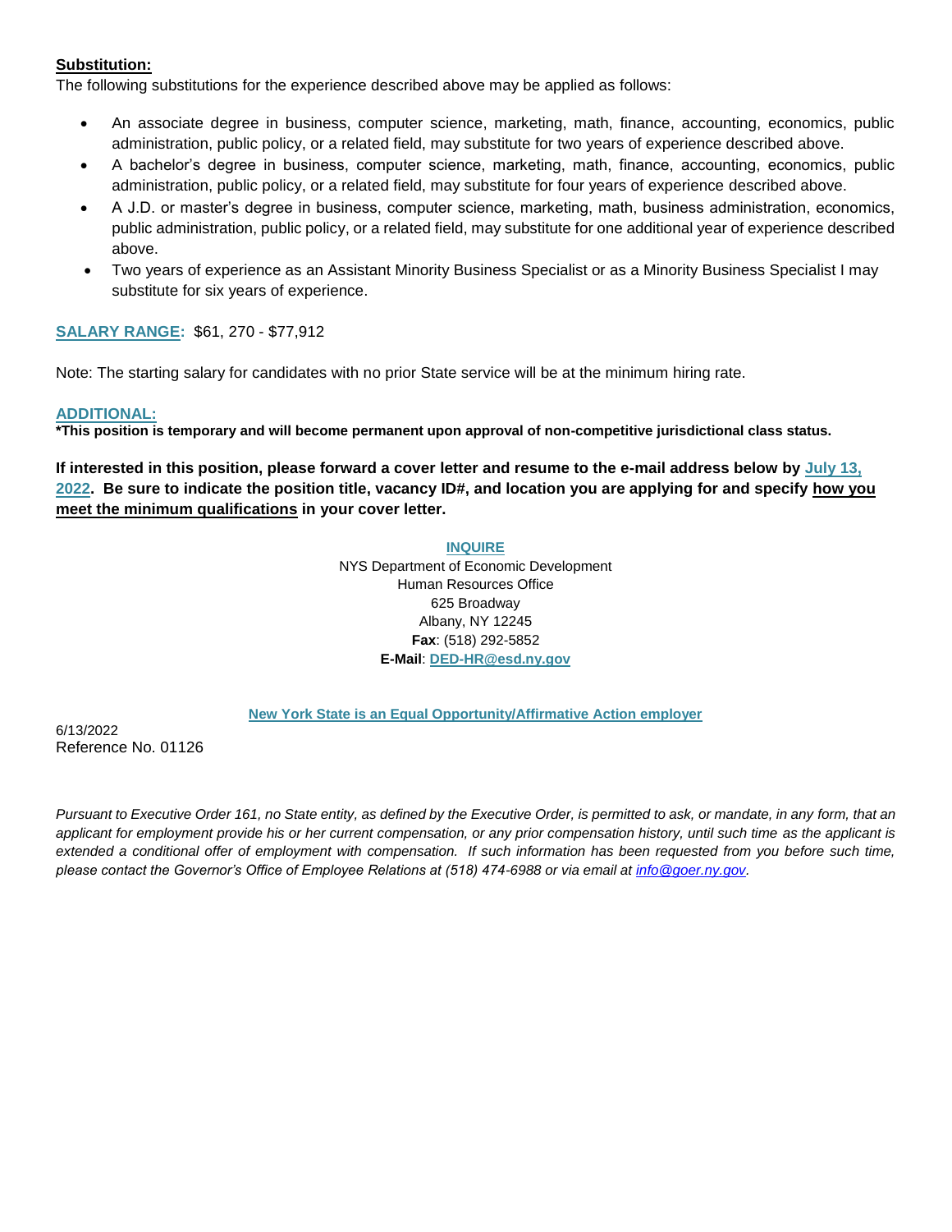**Substitution:**

The following substitutions for the experience described above may be applied as follows:

- An associate degree in business, computer science, marketing, math, finance, accounting, economics, public administration, public policy, or a related field, may substitute for two years of experience described above.
- A bachelor's degree in business, computer science, marketing, math, finance, accounting, economics, public administration, public policy, or a related field, may substitute for four years of experience described above.
- A J.D. or master's degree in business, computer science, marketing, math, business administration, economics, public administration, public policy, or a related field, may substitute for one additional year of experience described above.
- Two years of experience as an Assistant Minority Business Specialist or as a Minority Business Specialist I may substitute for six years of experience.

**SALARY RANGE:** $61, 270 - $77,912

Note: The starting salary for candidates with no prior State service will be at the minimum hiring rate.

**ADDITIONAL:**

**\*This position is temporary and will become permanent upon approval of non-competitive jurisdictional class status.**

**If interested in this position, please forward a cover letter and resume to the e-mail address below by July 13, 2022. Be sure to indicate the position title, vacancy ID#, and location you are applying for and specify how you meet the minimum qualifications in your cover letter.**

**INQUIRE**

NYS Department of Economic Development
Human Resources Office
625 Broadway
Albany, NY 12245
**Fax**: (518) 292-5852
**E-Mail**: DED-HR@esd.ny.gov

**New York State is an Equal Opportunity/Affirmative Action employer**

6/13/2022
Reference No. 01126

*Pursuant to Executive Order 161, no State entity, as defined by the Executive Order, is permitted to ask, or mandate, in any form, that an applicant for employment provide his or her current compensation, or any prior compensation history, until such time as the applicant is extended a conditional offer of employment with compensation. If such information has been requested from you before such time, please contact the Governor's Office of Employee Relations at (518) 474-6988 or via email at info@goer.ny.gov.*